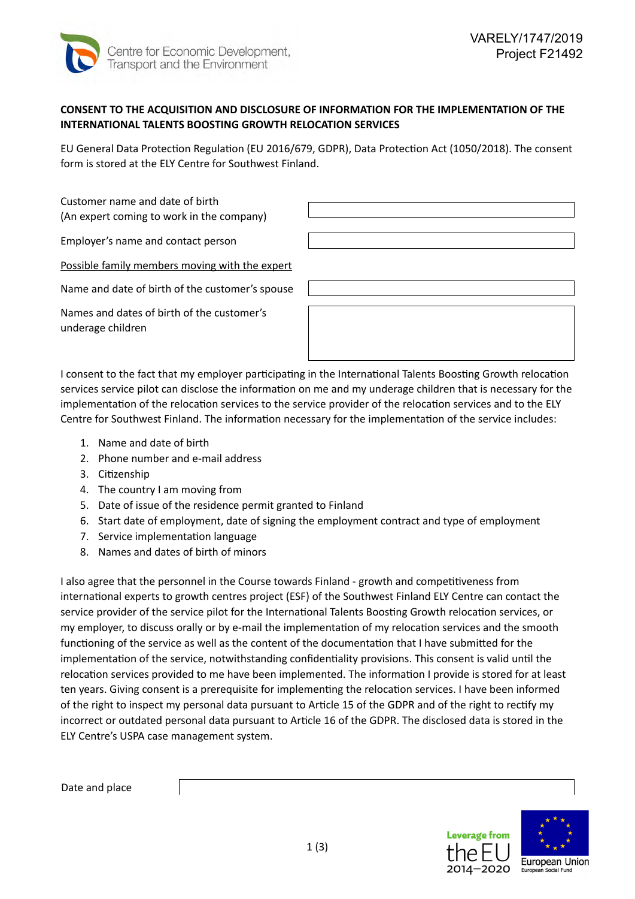Centre for Economic Development, Transport and the Environment

VARELY/1747/2019
Project F21492

**CONSENT TO THE ACQUISITION AND DISCLOSURE OF INFORMATION FOR THE IMPLEMENTATION OF THE INTERNATIONAL TALENTS BOOSTING GROWTH RELOCATION SERVICES**

EU General Data Protection Regulation (EU 2016/679, GDPR), Data Protection Act (1050/2018). The consent form is stored at the ELY Centre for Southwest Finland.

| | |
|---|---|
| Customer name and date of birth (An expert coming to work in the company) | |
| Employer's name and contact person | |
| Possible family members moving with the expert | |
| Name and date of birth of the customer's spouse | |
| Names and dates of birth of the customer's underage children | |

I consent to the fact that my employer participating in the International Talents Boosting Growth relocation services service pilot can disclose the information on me and my underage children that is necessary for the implementation of the relocation services to the service provider of the relocation services and to the ELY Centre for Southwest Finland. The information necessary for the implementation of the service includes:

1. Name and date of birth
2. Phone number and e-mail address
3. Citizenship
4. The country I am moving from
5. Date of issue of the residence permit granted to Finland
6. Start date of employment, date of signing the employment contract and type of employment
7. Service implementation language
8. Names and dates of birth of minors

I also agree that the personnel in the Course towards Finland - growth and competitiveness from international experts to growth centres project (ESF) of the Southwest Finland ELY Centre can contact the service provider of the service pilot for the International Talents Boosting Growth relocation services, or my employer, to discuss orally or by e-mail the implementation of my relocation services and the smooth functioning of the service as well as the content of the documentation that I have submitted for the implementation of the service, notwithstanding confidentiality provisions. This consent is valid until the relocation services provided to me have been implemented. The information I provide is stored for at least ten years. Giving consent is a prerequisite for implementing the relocation services. I have been informed of the right to inspect my personal data pursuant to Article 15 of the GDPR and of the right to rectify my incorrect or outdated personal data pursuant to Article 16 of the GDPR. The disclosed data is stored in the ELY Centre's USPA case management system.

| | |
|---|---|
| Date and place | |

Leverage from the EU 2014–2020

European Union
European Social Fund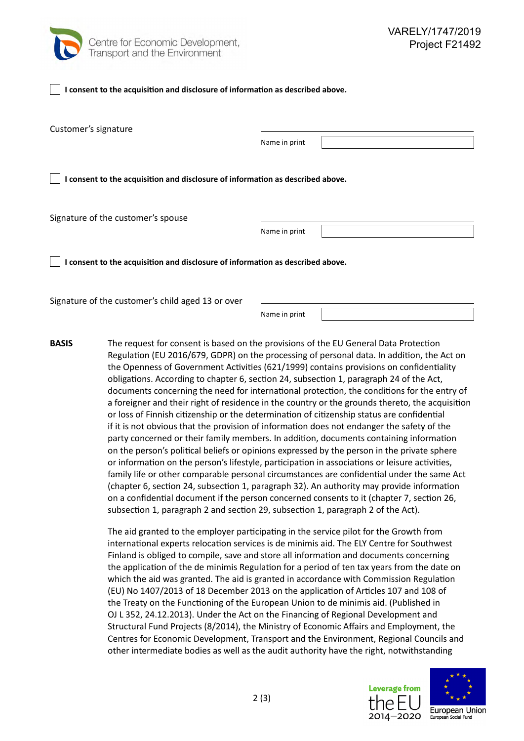☐ **I consent to the acquisition and disclosure of information as described above.**

Customer's signature

Name in print

☐ **I consent to the acquisition and disclosure of information as described above.**

Signature of the customer's spouse

Name in print

☐ **I consent to the acquisition and disclosure of information as described above.**

Signature of the customer's child aged 13 or over

Name in print

**BASIS**

The request for consent is based on the provisions of the EU General Data Protection Regulation (EU 2016/679, GDPR) on the processing of personal data. In addition, the Act on the Openness of Government Activities (621/1999) contains provisions on confidentiality obligations. According to chapter 6, section 24, subsection 1, paragraph 24 of the Act, documents concerning the need for international protection, the conditions for the entry of a foreigner and their right of residence in the country or the grounds thereto, the acquisition or loss of Finnish citizenship or the determination of citizenship status are confidential if it is not obvious that the provision of information does not endanger the safety of the party concerned or their family members. In addition, documents containing information on the person's political beliefs or opinions expressed by the person in the private sphere or information on the person's lifestyle, participation in associations or leisure activities, family life or other comparable personal circumstances are confidential under the same Act (chapter 6, section 24, subsection 1, paragraph 32). An authority may provide information on a confidential document if the person concerned consents to it (chapter 7, section 26, subsection 1, paragraph 2 and section 29, subsection 1, paragraph 2 of the Act).

The aid granted to the employer participating in the service pilot for the Growth from international experts relocation services is de minimis aid. The ELY Centre for Southwest Finland is obliged to compile, save and store all information and documents concerning the application of the de minimis Regulation for a period of ten tax years from the date on which the aid was granted. The aid is granted in accordance with Commission Regulation (EU) No 1407/2013 of 18 December 2013 on the application of Articles 107 and 108 of the Treaty on the Functioning of the European Union to de minimis aid. (Published in OJ L 352, 24.12.2013). Under the Act on the Financing of Regional Development and Structural Fund Projects (8/2014), the Ministry of Economic Affairs and Employment, the Centres for Economic Development, Transport and the Environment, Regional Councils and other intermediate bodies as well as the audit authority have the right, notwithstanding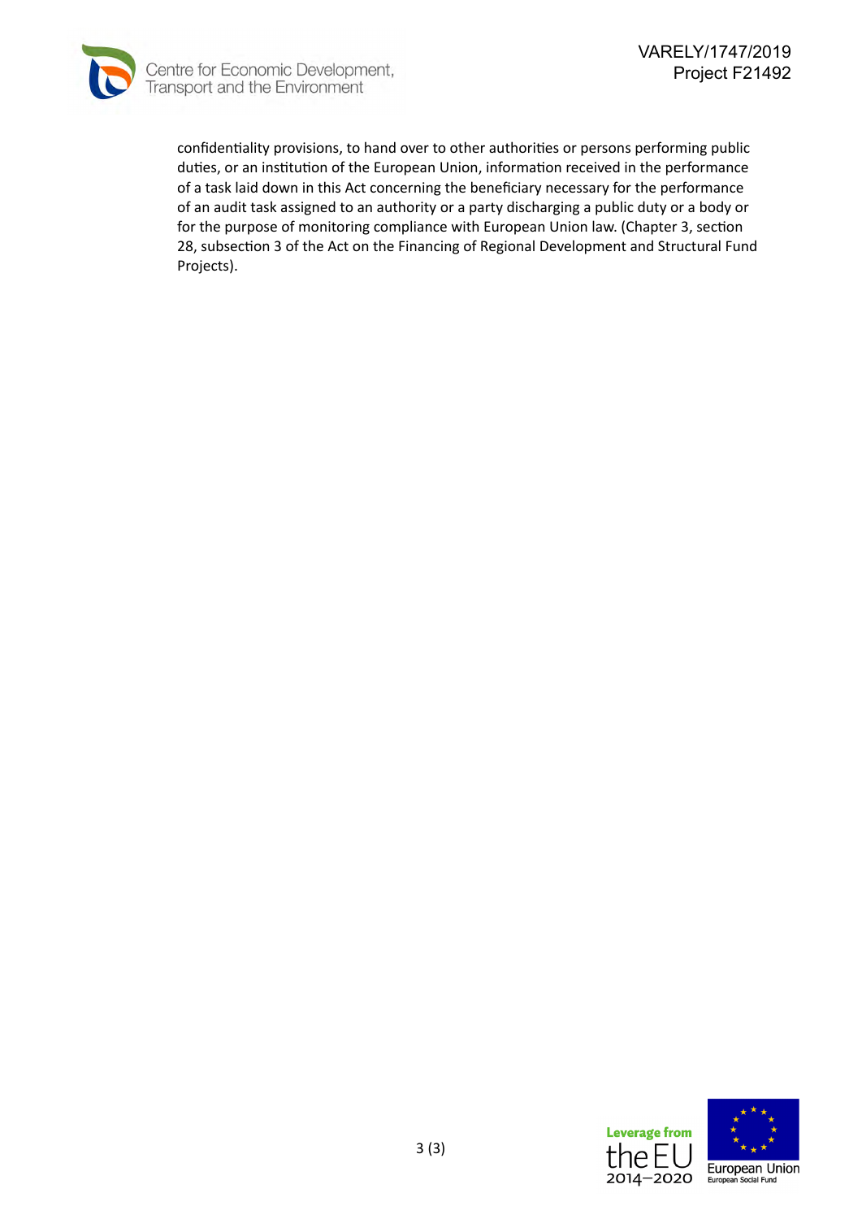confidentiality provisions, to hand over to other authorities or persons performing public duties, or an institution of the European Union, information received in the performance of a task laid down in this Act concerning the beneficiary necessary for the performance of an audit task assigned to an authority or a party discharging a public duty or a body or for the purpose of monitoring compliance with European Union law. (Chapter 3, section 28, subsection 3 of the Act on the Financing of Regional Development and Structural Fund Projects).